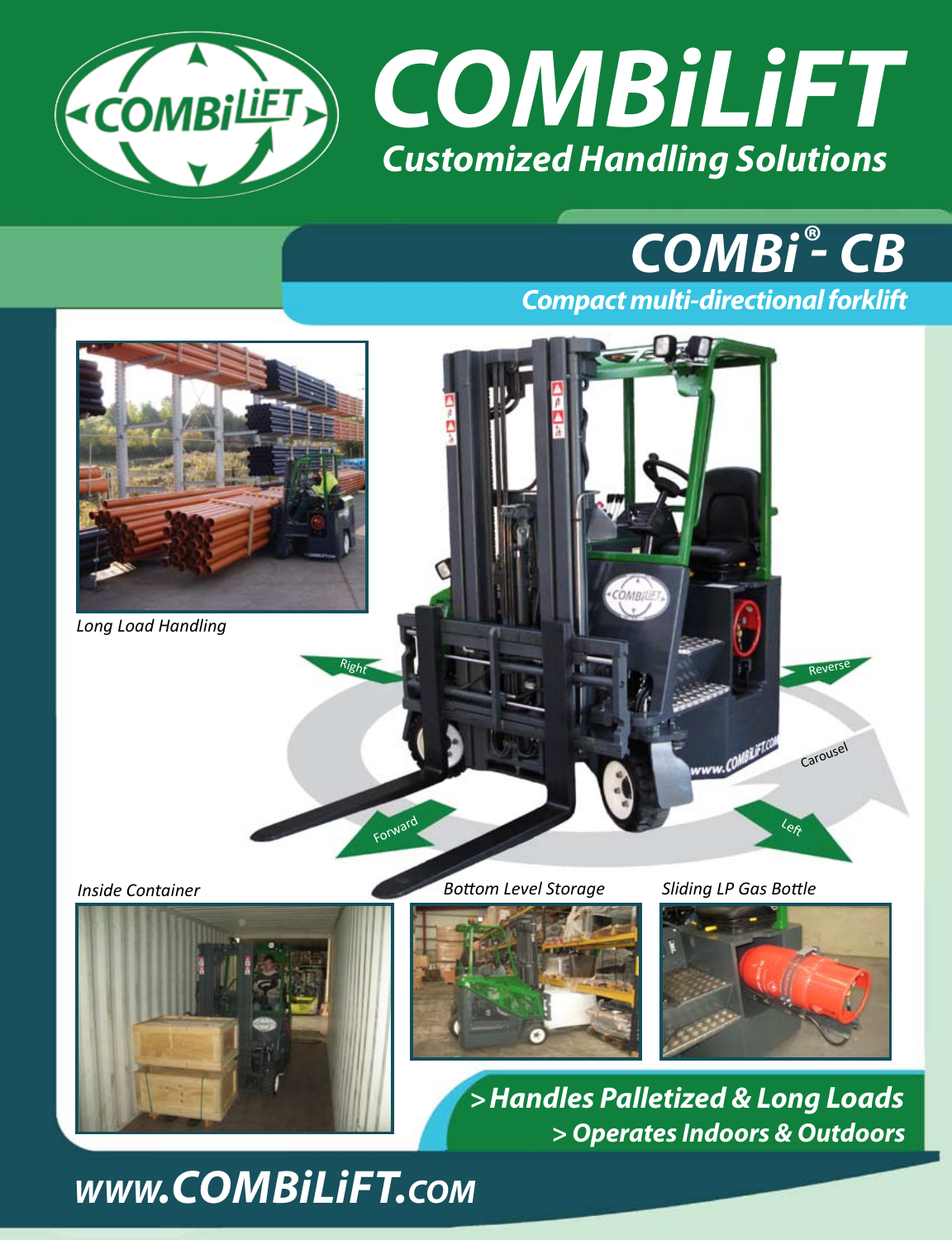# COMBiLiFT

## Customized Handling Solutions

# COMBi®- CB

## Compact multi-directional forklift

*Long Load Handling*

Right

Reverse

Carousel

Forward

Left

*Inside Container*

*Bottom Level Storage*

*Sliding LP Gas Bottle*

**> Handles Palletized & Long Loads**

**> Operates Indoors & Outdoors**

**www.COMBiLiFT.com**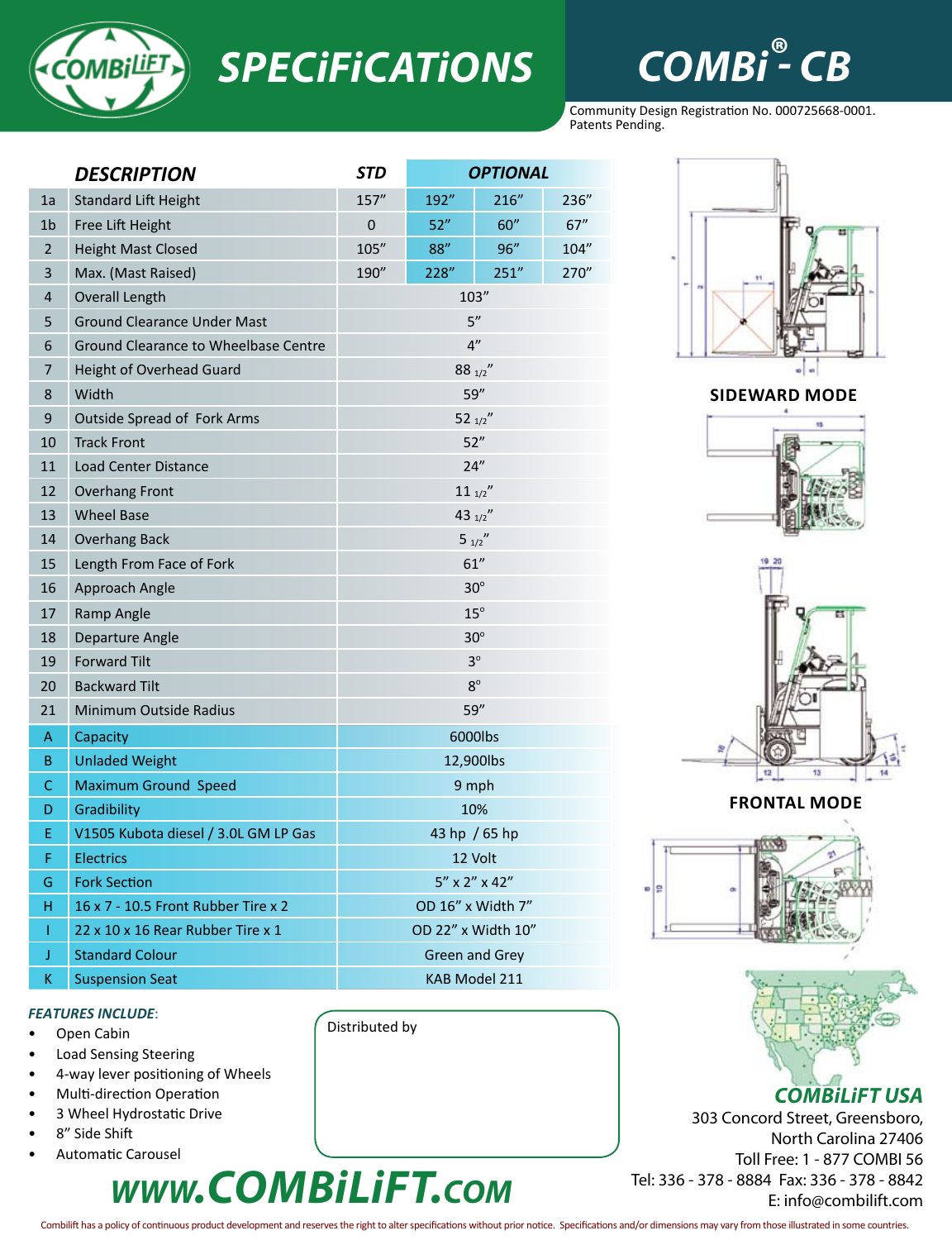# SPECiFiCATiONS

# COMBi®- CB

Community Design Registration No. 000725668-0001.
Patents Pending.

| | DESCRIPTION | STD | OPTIONAL | | |
|---|---|---|---|---|---|
| 1a | Standard Lift Height | 157″ | 192″ | 216″ | 236″ |
| 1b | Free Lift Height | 0 | 52″ | 60″ | 67″ |
| 2 | Height Mast Closed | 105″ | 88″ | 96″ | 104″ |
| 3 | Max. (Mast Raised) | 190″ | 228″ | 251″ | 270″ |
| 4 | Overall Length | 103″ | | | |
| 5 | Ground Clearance Under Mast | 5″ | | | |
| 6 | Ground Clearance to Wheelbase Centre | 4″ | | | |
| 7 | Height of Overhead Guard | 88 1/2″ | | | |
| 8 | Width | 59″ | | | |
| 9 | Outside Spread of Fork Arms | 52 1/2″ | | | |
| 10 | Track Front | 52″ | | | |
| 11 | Load Center Distance | 24″ | | | |
| 12 | Overhang Front | 11 1/2″ | | | |
| 13 | Wheel Base | 43 1/2″ | | | |
| 14 | Overhang Back | 5 1/2″ | | | |
| 15 | Length From Face of Fork | 61″ | | | |
| 16 | Approach Angle | 30° | | | |
| 17 | Ramp Angle | 15° | | | |
| 18 | Departure Angle | 30° | | | |
| 19 | Forward Tilt | 3° | | | |
| 20 | Backward Tilt | 8° | | | |
| 21 | Minimum Outside Radius | 59″ | | | |
| A | Capacity | 6000lbs | | | |
| B | Unladed Weight | 12,900lbs | | | |
| C | Maximum Ground Speed | 9 mph | | | |
| D | Gradibility | 10% | | | |
| E | V1505 Kubota diesel / 3.0L GM LP Gas | 43 hp / 65 hp | | | |
| F | Electrics | 12 Volt | | | |
| G | Fork Section | 5″ x 2″ x 42″ | | | |
| H | 16 x 7 - 10.5 Front Rubber Tire x 2 | OD 16″ x Width 7″ | | | |
| I | 22 x 10 x 16 Rear Rubber Tire x 1 | OD 22″ x Width 10″ | | | |
| J | Standard Colour | Green and Grey | | | |
| K | Suspension Seat | KAB Model 211 | | | |

SIDEWARD MODE

FRONTAL MODE

***FEATURES INCLUDE:***

- Open Cabin
- Load Sensing Steering
- 4-way lever positioning of Wheels
- Multi-direction Operation
- 3 Wheel Hydrostatic Drive
- 8″ Side Shift
- Automatic Carousel

Distributed by

## COMBiLiFT USA

303 Concord Street, Greensboro,
North Carolina 27406
Toll Free: 1 - 877 COMBI 56
Tel: 336 - 378 - 8884 Fax: 336 - 378 - 8842
E: info@combilift.com

**www.COMBiLiFT.com**

Combilift has a policy of continuous product development and reserves the right to alter specifications without prior notice. Specifications and/or dimensions may vary from those illustrated in some countries.